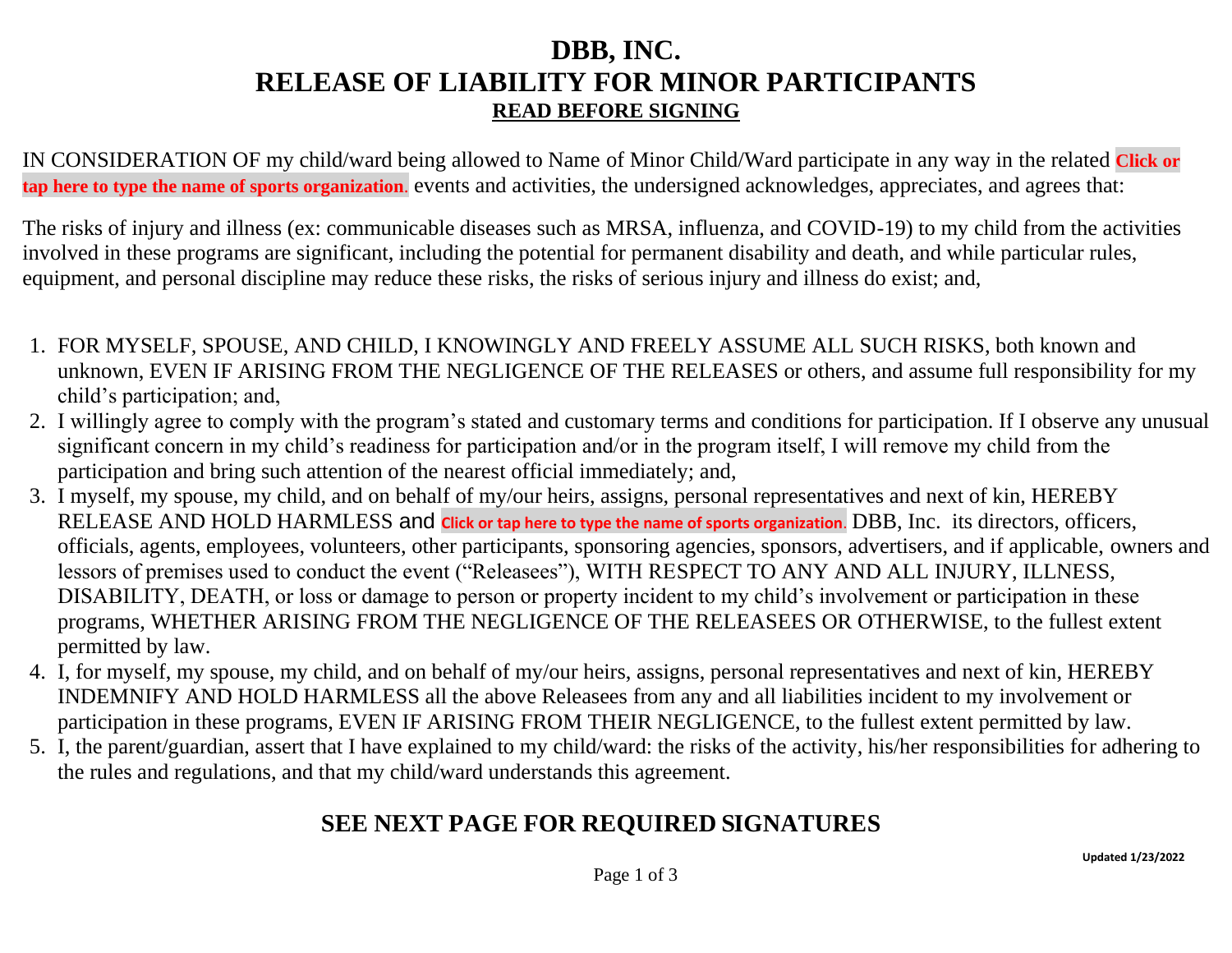# DBB, INC.
# RELEASE OF LIABILITY FOR MINOR PARTICIPANTS
**READ BEFORE SIGNING**

IN CONSIDERATION OF my child/ward being allowed to Name of Minor Child/Ward participate in any way in the related **Click or tap here to type the name of sports organization**. events and activities, the undersigned acknowledges, appreciates, and agrees that:

The risks of injury and illness (ex: communicable diseases such as MRSA, influenza, and COVID-19) to my child from the activities involved in these programs are significant, including the potential for permanent disability and death, and while particular rules, equipment, and personal discipline may reduce these risks, the risks of serious injury and illness do exist; and,

1. FOR MYSELF, SPOUSE, AND CHILD, I KNOWINGLY AND FREELY ASSUME ALL SUCH RISKS, both known and unknown, EVEN IF ARISING FROM THE NEGLIGENCE OF THE RELEASES or others, and assume full responsibility for my child's participation; and,
2. I willingly agree to comply with the program's stated and customary terms and conditions for participation. If I observe any unusual significant concern in my child's readiness for participation and/or in the program itself, I will remove my child from the participation and bring such attention of the nearest official immediately; and,
3. I myself, my spouse, my child, and on behalf of my/our heirs, assigns, personal representatives and next of kin, HEREBY RELEASE AND HOLD HARMLESS and **Click or tap here to type the name of sports organization**. DBB, Inc. its directors, officers, officials, agents, employees, volunteers, other participants, sponsoring agencies, sponsors, advertisers, and if applicable, owners and lessors of premises used to conduct the event ("Releasees"), WITH RESPECT TO ANY AND ALL INJURY, ILLNESS, DISABILITY, DEATH, or loss or damage to person or property incident to my child's involvement or participation in these programs, WHETHER ARISING FROM THE NEGLIGENCE OF THE RELEASEES OR OTHERWISE, to the fullest extent permitted by law.
4. I, for myself, my spouse, my child, and on behalf of my/our heirs, assigns, personal representatives and next of kin, HEREBY INDEMNIFY AND HOLD HARMLESS all the above Releasees from any and all liabilities incident to my involvement or participation in these programs, EVEN IF ARISING FROM THEIR NEGLIGENCE, to the fullest extent permitted by law.
5. I, the parent/guardian, assert that I have explained to my child/ward: the risks of the activity, his/her responsibilities for adhering to the rules and regulations, and that my child/ward understands this agreement.

## SEE NEXT PAGE FOR REQUIRED SIGNATURES

**Updated 1/23/2022**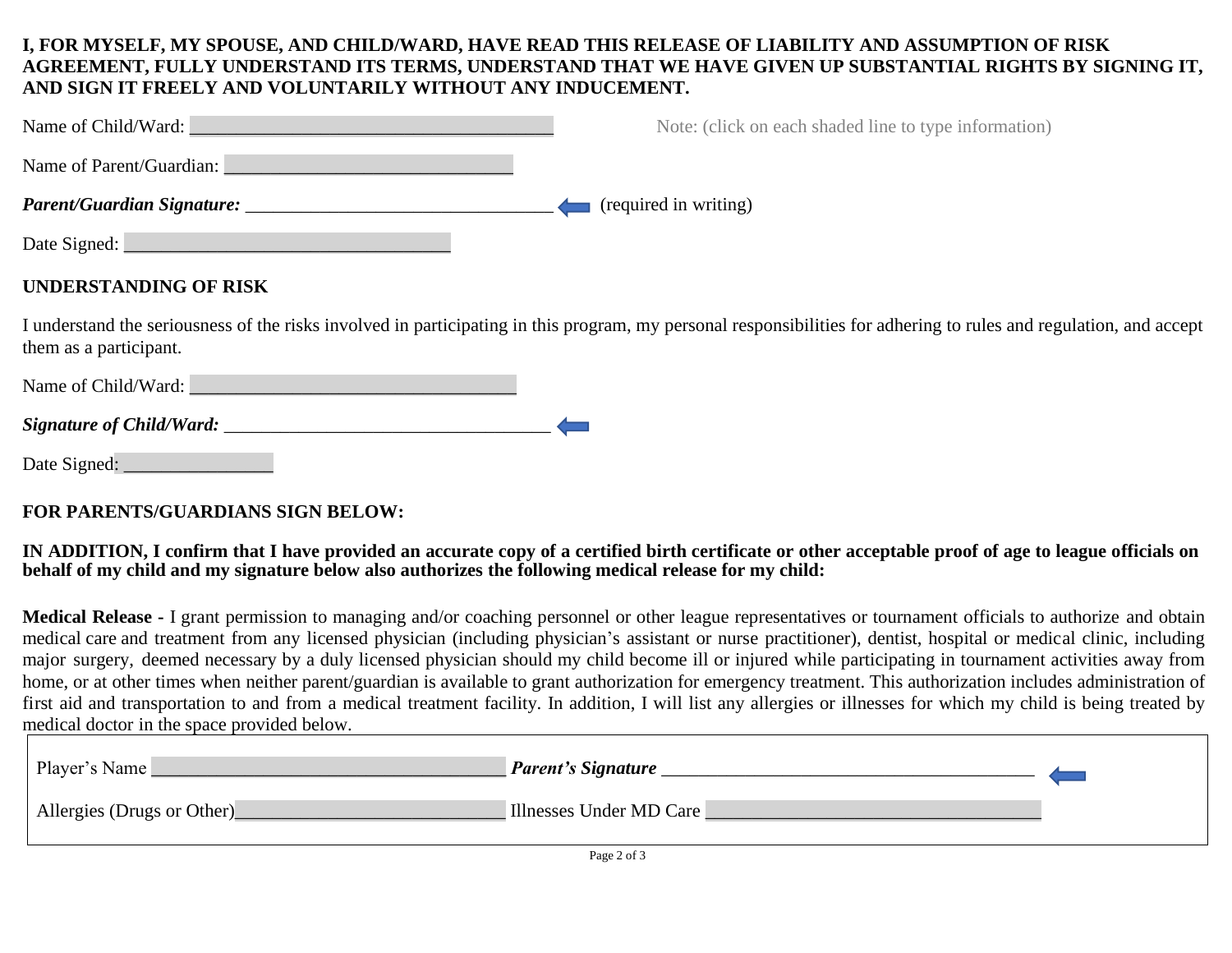**I, FOR MYSELF, MY SPOUSE, AND CHILD/WARD, HAVE READ THIS RELEASE OF LIABILITY AND ASSUMPTION OF RISK AGREEMENT, FULLY UNDERSTAND ITS TERMS, UNDERSTAND THAT WE HAVE GIVEN UP SUBSTANTIAL RIGHTS BY SIGNING IT, AND SIGN IT FREELY AND VOLUNTARILY WITHOUT ANY INDUCEMENT.**

Name of Child/Ward: ________________________________________ Note: (click on each shaded line to type information)

Name of Parent/Guardian: ________________________________

***Parent/Guardian Signature:*** __________________________________ (required in writing)

Date Signed: ____________________________________

**UNDERSTANDING OF RISK**

I understand the seriousness of the risks involved in participating in this program, my personal responsibilities for adhering to rules and regulation, and accept them as a participant.

Name of Child/Ward: ____________________________________

***Signature of Child/Ward:*** ____________________________________

Date Signed: ________________

**FOR PARENTS/GUARDIANS SIGN BELOW:**

**IN ADDITION, I confirm that I have provided an accurate copy of a certified birth certificate or other acceptable proof of age to league officials on behalf of my child and my signature below also authorizes the following medical release for my child:**

**Medical Release -** I grant permission to managing and/or coaching personnel or other league representatives or tournament officials to authorize and obtain medical care and treatment from any licensed physician (including physician's assistant or nurse practitioner), dentist, hospital or medical clinic, including major surgery, deemed necessary by a duly licensed physician should my child become ill or injured while participating in tournament activities away from home, or at other times when neither parent/guardian is available to grant authorization for emergency treatment. This authorization includes administration of first aid and transportation to and from a medical treatment facility. In addition, I will list any allergies or illnesses for which my child is being treated by medical doctor in the space provided below.

Player's Name _______________________________________ ***Parent's Signature*** _________________________________________

Allergies (Drugs or Other)______________________________ Illnesses Under MD Care _____________________________________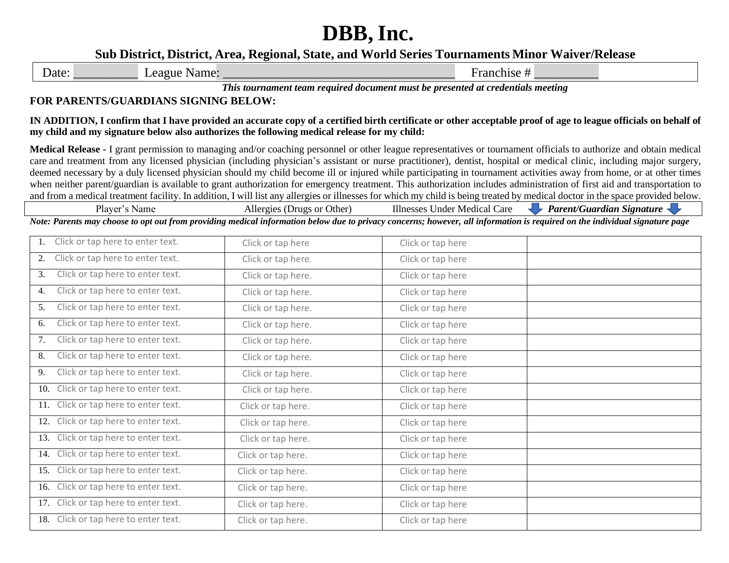# DBB, Inc.

## Sub District, District, Area, Regional, State, and World Series Tournaments Minor Waiver/Release

Date: __________ League Name: ____________________________________ Franchise # __________

***This tournament team required document must be presented at credentials meeting***

**FOR PARENTS/GUARDIANS SIGNING BELOW:**

**IN ADDITION, I confirm that I have provided an accurate copy of a certified birth certificate or other acceptable proof of age to league officials on behalf of my child and my signature below also authorizes the following medical release for my child:**

**Medical Release -** I grant permission to managing and/or coaching personnel or other league representatives or tournament officials to authorize and obtain medical care and treatment from any licensed physician (including physician's assistant or nurse practitioner), dentist, hospital or medical clinic, including major surgery, deemed necessary by a duly licensed physician should my child become ill or injured while participating in tournament activities away from home, or at other times when neither parent/guardian is available to grant authorization for emergency treatment. This authorization includes administration of first aid and transportation to and from a medical treatment facility. In addition, I will list any allergies or illnesses for which my child is being treated by medical doctor in the space provided below.

***Note: Parents may choose to opt out from providing medical information below due to privacy concerns; however, all information is required on the individual signature page***

| Player's Name | Allergies (Drugs or Other) | Illnesses Under Medical Care | ***Parent/Guardian Signature*** |
|---|---|---|---|
| 1. Click or tap here to enter text. | Click or tap here | Click or tap here | |
| 2. Click or tap here to enter text. | Click or tap here. | Click or tap here | |
| 3. Click or tap here to enter text. | Click or tap here. | Click or tap here | |
| 4. Click or tap here to enter text. | Click or tap here. | Click or tap here | |
| 5. Click or tap here to enter text. | Click or tap here. | Click or tap here | |
| 6. Click or tap here to enter text. | Click or tap here. | Click or tap here | |
| 7. Click or tap here to enter text. | Click or tap here. | Click or tap here | |
| 8. Click or tap here to enter text. | Click or tap here. | Click or tap here | |
| 9. Click or tap here to enter text. | Click or tap here. | Click or tap here | |
| 10. Click or tap here to enter text. | Click or tap here. | Click or tap here | |
| 11. Click or tap here to enter text. | Click or tap here. | Click or tap here | |
| 12. Click or tap here to enter text. | Click or tap here. | Click or tap here | |
| 13. Click or tap here to enter text. | Click or tap here. | Click or tap here | |
| 14. Click or tap here to enter text. | Click or tap here. | Click or tap here | |
| 15. Click or tap here to enter text. | Click or tap here. | Click or tap here | |
| 16. Click or tap here to enter text. | Click or tap here. | Click or tap here | |
| 17. Click or tap here to enter text. | Click or tap here. | Click or tap here | |
| 18. Click or tap here to enter text. | Click or tap here. | Click or tap here | |